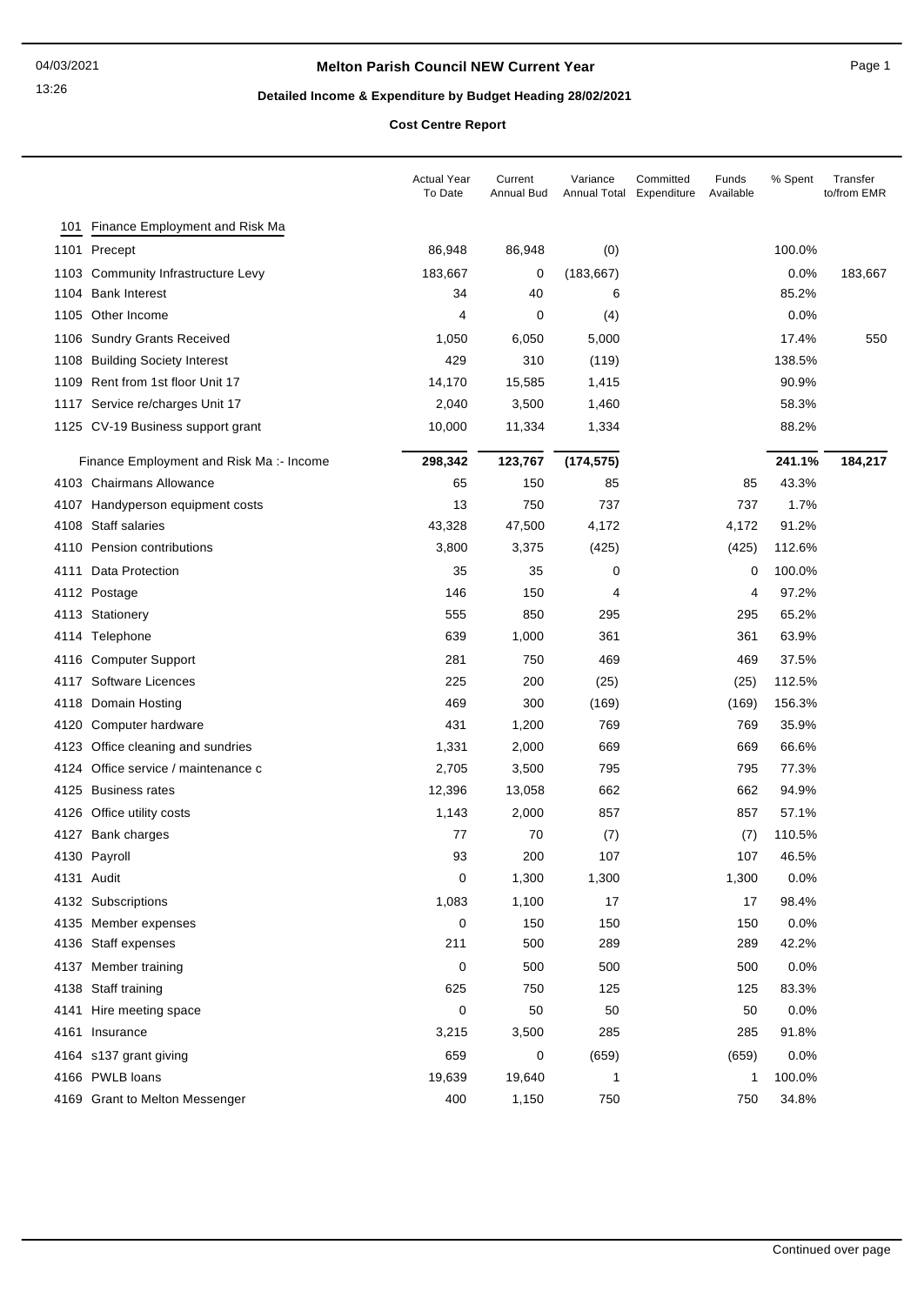# Melton Parish Council NEW Current Year

04/03/2021
13:26

## Detailed Income & Expenditure by Budget Heading 28/02/2021

### Cost Centre Report

| | | Actual Year To Date | Current Annual Bud | Variance Annual Total | Committed Expenditure | Funds Available | % Spent | Transfer to/from EMR |
|---|---|---|---|---|---|---|---|---|
| 101 | Finance Employment and Risk Ma | | | | | | | |
| 1101 | Precept | 86,948 | 86,948 | (0) | | | 100.0% | |
| 1103 | Community Infrastructure Levy | 183,667 | 0 | (183,667) | | | 0.0% | 183,667 |
| 1104 | Bank Interest | 34 | 40 | 6 | | | 85.2% | |
| 1105 | Other Income | 4 | 0 | (4) | | | 0.0% | |
| 1106 | Sundry Grants Received | 1,050 | 6,050 | 5,000 | | | 17.4% | 550 |
| 1108 | Building Society Interest | 429 | 310 | (119) | | | 138.5% | |
| 1109 | Rent from 1st floor Unit 17 | 14,170 | 15,585 | 1,415 | | | 90.9% | |
| 1117 | Service re/charges Unit 17 | 2,040 | 3,500 | 1,460 | | | 58.3% | |
| 1125 | CV-19 Business support grant | 10,000 | 11,334 | 1,334 | | | 88.2% | |
| | **Finance Employment and Risk Ma :- Income** | **298,342** | **123,767** | **(174,575)** | | | **241.1%** | **184,217** |
| 4103 | Chairmans Allowance | 65 | 150 | 85 | | 85 | 43.3% | |
| 4107 | Handyperson equipment costs | 13 | 750 | 737 | | 737 | 1.7% | |
| 4108 | Staff salaries | 43,328 | 47,500 | 4,172 | | 4,172 | 91.2% | |
| 4110 | Pension contributions | 3,800 | 3,375 | (425) | | (425) | 112.6% | |
| 4111 | Data Protection | 35 | 35 | 0 | | 0 | 100.0% | |
| 4112 | Postage | 146 | 150 | 4 | | 4 | 97.2% | |
| 4113 | Stationery | 555 | 850 | 295 | | 295 | 65.2% | |
| 4114 | Telephone | 639 | 1,000 | 361 | | 361 | 63.9% | |
| 4116 | Computer Support | 281 | 750 | 469 | | 469 | 37.5% | |
| 4117 | Software Licences | 225 | 200 | (25) | | (25) | 112.5% | |
| 4118 | Domain Hosting | 469 | 300 | (169) | | (169) | 156.3% | |
| 4120 | Computer hardware | 431 | 1,200 | 769 | | 769 | 35.9% | |
| 4123 | Office cleaning and sundries | 1,331 | 2,000 | 669 | | 669 | 66.6% | |
| 4124 | Office service / maintenance c | 2,705 | 3,500 | 795 | | 795 | 77.3% | |
| 4125 | Business rates | 12,396 | 13,058 | 662 | | 662 | 94.9% | |
| 4126 | Office utility costs | 1,143 | 2,000 | 857 | | 857 | 57.1% | |
| 4127 | Bank charges | 77 | 70 | (7) | | (7) | 110.5% | |
| 4130 | Payroll | 93 | 200 | 107 | | 107 | 46.5% | |
| 4131 | Audit | 0 | 1,300 | 1,300 | | 1,300 | 0.0% | |
| 4132 | Subscriptions | 1,083 | 1,100 | 17 | | 17 | 98.4% | |
| 4135 | Member expenses | 0 | 150 | 150 | | 150 | 0.0% | |
| 4136 | Staff expenses | 211 | 500 | 289 | | 289 | 42.2% | |
| 4137 | Member training | 0 | 500 | 500 | | 500 | 0.0% | |
| 4138 | Staff training | 625 | 750 | 125 | | 125 | 83.3% | |
| 4141 | Hire meeting space | 0 | 50 | 50 | | 50 | 0.0% | |
| 4161 | Insurance | 3,215 | 3,500 | 285 | | 285 | 91.8% | |
| 4164 | s137 grant giving | 659 | 0 | (659) | | (659) | 0.0% | |
| 4166 | PWLB loans | 19,639 | 19,640 | 1 | | 1 | 100.0% | |
| 4169 | Grant to Melton Messenger | 400 | 1,150 | 750 | | 750 | 34.8% | |

Continued over page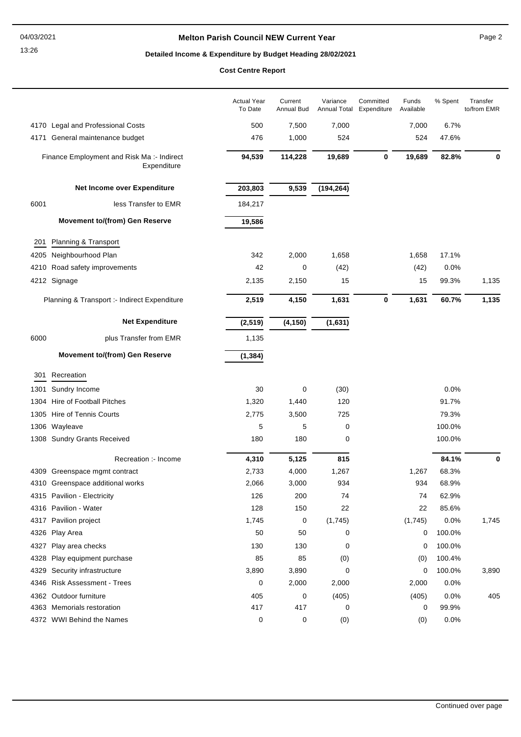# Melton Parish Council NEW Current Year

## Detailed Income & Expenditure by Budget Heading 28/02/2021

### Cost Centre Report

| | | Actual Year To Date | Current Annual Bud | Variance Annual Total | Committed Expenditure | Funds Available | % Spent | Transfer to/from EMR |
|---|---|---|---|---|---|---|---|---|
| 4170 | Legal and Professional Costs | 500 | 7,500 | 7,000 | | 7,000 | 6.7% | |
| 4171 | General maintenance budget | 476 | 1,000 | 524 | | 524 | 47.6% | |
| | **Finance Employment and Risk Ma :- Indirect Expenditure** | **94,539** | **114,228** | **19,689** | **0** | **19,689** | **82.8%** | **0** |
| | **Net Income over Expenditure** | **203,803** | **9,539** | **(194,264)** | | | | |
| 6001 | less Transfer to EMR | 184,217 | | | | | | |
| | **Movement to/(from) Gen Reserve** | **19,586** | | | | | | |
| 201 | Planning & Transport | | | | | | | |
| 4205 | Neighbourhood Plan | 342 | 2,000 | 1,658 | | 1,658 | 17.1% | |
| 4210 | Road safety improvements | 42 | 0 | (42) | | (42) | 0.0% | |
| 4212 | Signage | 2,135 | 2,150 | 15 | | 15 | 99.3% | 1,135 |
| | **Planning & Transport :- Indirect Expenditure** | **2,519** | **4,150** | **1,631** | **0** | **1,631** | **60.7%** | **1,135** |
| | **Net Expenditure** | **(2,519)** | **(4,150)** | **(1,631)** | | | | |
| 6000 | plus Transfer from EMR | 1,135 | | | | | | |
| | **Movement to/(from) Gen Reserve** | **(1,384)** | | | | | | |
| 301 | Recreation | | | | | | | |
| 1301 | Sundry Income | 30 | 0 | (30) | | | 0.0% | |
| 1304 | Hire of Football Pitches | 1,320 | 1,440 | 120 | | | 91.7% | |
| 1305 | Hire of Tennis Courts | 2,775 | 3,500 | 725 | | | 79.3% | |
| 1306 | Wayleave | 5 | 5 | 0 | | | 100.0% | |
| 1308 | Sundry Grants Received | 180 | 180 | 0 | | | 100.0% | |
| | **Recreation :- Income** | **4,310** | **5,125** | **815** | | | **84.1%** | **0** |
| 4309 | Greenspace mgmt contract | 2,733 | 4,000 | 1,267 | | 1,267 | 68.3% | |
| 4310 | Greenspace additional works | 2,066 | 3,000 | 934 | | 934 | 68.9% | |
| 4315 | Pavilion - Electricity | 126 | 200 | 74 | | 74 | 62.9% | |
| 4316 | Pavilion - Water | 128 | 150 | 22 | | 22 | 85.6% | |
| 4317 | Pavilion project | 1,745 | 0 | (1,745) | | (1,745) | 0.0% | 1,745 |
| 4326 | Play Area | 50 | 50 | 0 | | 0 | 100.0% | |
| 4327 | Play area checks | 130 | 130 | 0 | | 0 | 100.0% | |
| 4328 | Play equipment purchase | 85 | 85 | (0) | | (0) | 100.4% | |
| 4329 | Security infrastructure | 3,890 | 3,890 | 0 | | 0 | 100.0% | 3,890 |
| 4346 | Risk Assessment - Trees | 0 | 2,000 | 2,000 | | 2,000 | 0.0% | |
| 4362 | Outdoor furniture | 405 | 0 | (405) | | (405) | 0.0% | 405 |
| 4363 | Memorials restoration | 417 | 417 | 0 | | 0 | 99.9% | |
| 4372 | WWI Behind the Names | 0 | 0 | (0) | | (0) | 0.0% | |

Continued over page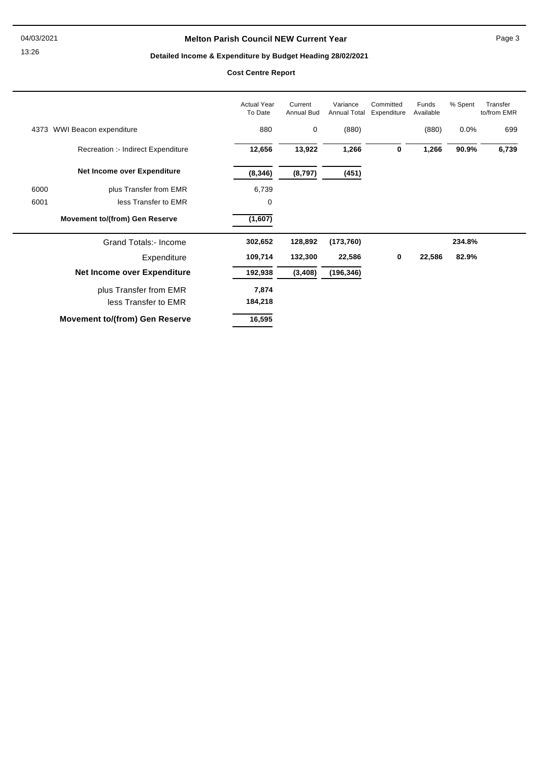**Melton Parish Council NEW Current Year**

**Detailed Income & Expenditure by Budget Heading 28/02/2021**

**Cost Centre Report**

| | | Actual Year To Date | Current Annual Bud | Variance Annual Total | Committed Expenditure | Funds Available | % Spent | Transfer to/from EMR |
|---|---|---|---|---|---|---|---|---|
| 4373 | WWI Beacon expenditure | 880 | 0 | (880) | | (880) | 0.0% | 699 |
| | Recreation :- Indirect Expenditure | **12,656** | **13,922** | **1,266** | **0** | **1,266** | **90.9%** | **6,739** |
| | **Net Income over Expenditure** | **(8,346)** | **(8,797)** | **(451)** | | | | |
| 6000 | plus Transfer from EMR | 6,739 | | | | | | |
| 6001 | less Transfer to EMR | 0 | | | | | | |
| | **Movement to/(from) Gen Reserve** | **(1,607)** | | | | | | |
| | Grand Totals:- Income | **302,652** | **128,892** | **(173,760)** | | | **234.8%** | |
| | Expenditure | **109,714** | **132,300** | **22,586** | **0** | **22,586** | **82.9%** | |
| | **Net Income over Expenditure** | **192,938** | **(3,408)** | **(196,346)** | | | | |
| | plus Transfer from EMR | **7,874** | | | | | | |
| | less Transfer to EMR | **184,218** | | | | | | |
| | **Movement to/(from) Gen Reserve** | **16,595** | | | | | | |